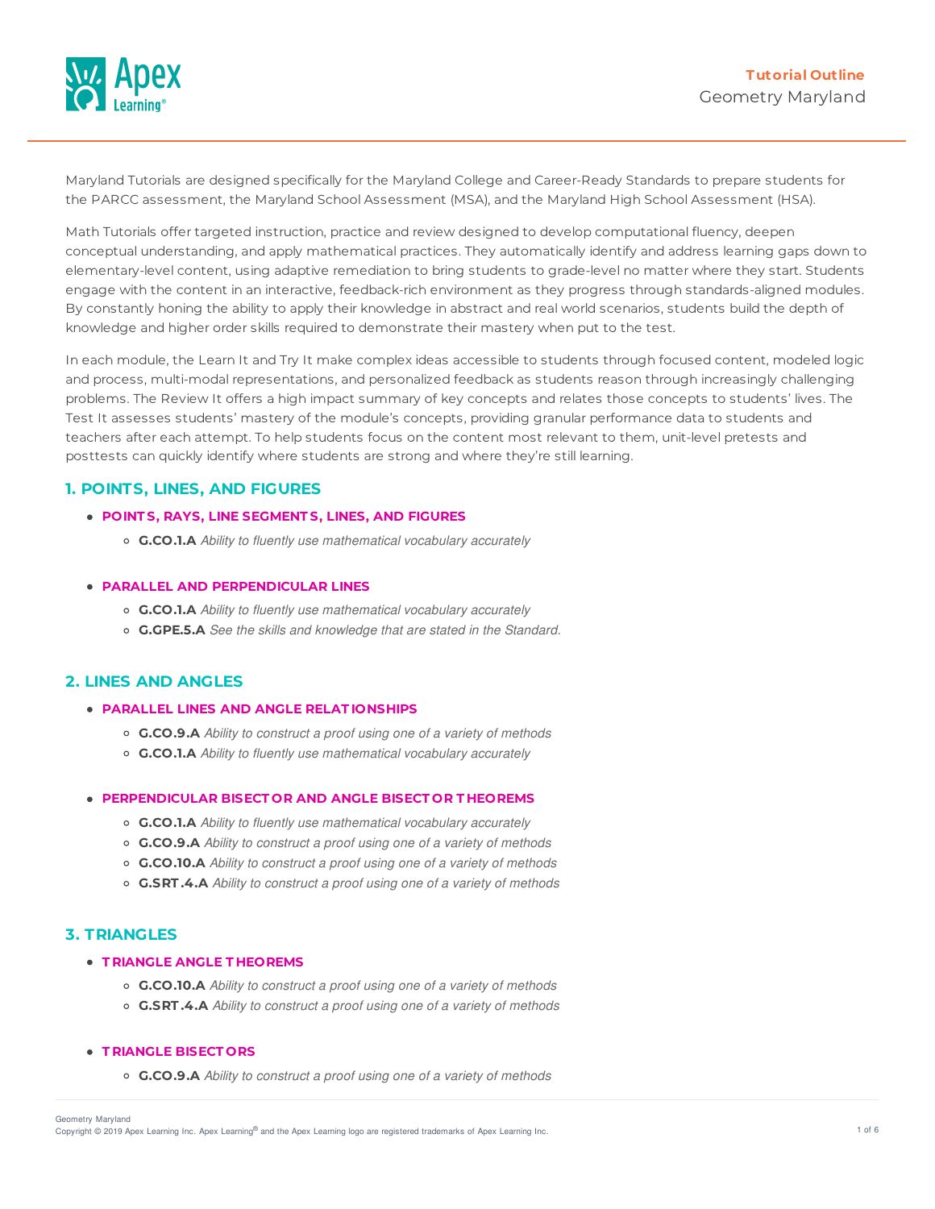**Tutorial Outline**

Geometry Maryland

Maryland Tutorials are designed specifically for the Maryland College and Career-Ready Standards to prepare students for the PARCC assessment, the Maryland School Assessment (MSA), and the Maryland High School Assessment (HSA).

Math Tutorials offer targeted instruction, practice and review designed to develop computational fluency, deepen conceptual understanding, and apply mathematical practices. They automatically identify and address learning gaps down to elementary-level content, using adaptive remediation to bring students to grade-level no matter where they start. Students engage with the content in an interactive, feedback-rich environment as they progress through standards-aligned modules. By constantly honing the ability to apply their knowledge in abstract and real world scenarios, students build the depth of knowledge and higher order skills required to demonstrate their mastery when put to the test.

In each module, the Learn It and Try It make complex ideas accessible to students through focused content, modeled logic and process, multi-modal representations, and personalized feedback as students reason through increasingly challenging problems. The Review It offers a high impact summary of key concepts and relates those concepts to students' lives. The Test It assesses students' mastery of the module's concepts, providing granular performance data to students and teachers after each attempt. To help students focus on the content most relevant to them, unit-level pretests and posttests can quickly identify where students are strong and where they're still learning.

## 1. POINTS, LINES, AND FIGURES

- **POINTS, RAYS, LINE SEGMENTS, LINES, AND FIGURES**
  - **G.CO.1.A** *Ability to fluently use mathematical vocabulary accurately*

- **PARALLEL AND PERPENDICULAR LINES**
  - **G.CO.1.A** *Ability to fluently use mathematical vocabulary accurately*
  - **G.GPE.5.A** *See the skills and knowledge that are stated in the Standard.*

## 2. LINES AND ANGLES

- **PARALLEL LINES AND ANGLE RELATIONSHIPS**
  - **G.CO.9.A** *Ability to construct a proof using one of a variety of methods*
  - **G.CO.1.A** *Ability to fluently use mathematical vocabulary accurately*

- **PERPENDICULAR BISECTOR AND ANGLE BISECTOR THEOREMS**
  - **G.CO.1.A** *Ability to fluently use mathematical vocabulary accurately*
  - **G.CO.9.A** *Ability to construct a proof using one of a variety of methods*
  - **G.CO.10.A** *Ability to construct a proof using one of a variety of methods*
  - **G.SRT.4.A** *Ability to construct a proof using one of a variety of methods*

## 3. TRIANGLES

- **TRIANGLE ANGLE THEOREMS**
  - **G.CO.10.A** *Ability to construct a proof using one of a variety of methods*
  - **G.SRT.4.A** *Ability to construct a proof using one of a variety of methods*

- **TRIANGLE BISECTORS**
  - **G.CO.9.A** *Ability to construct a proof using one of a variety of methods*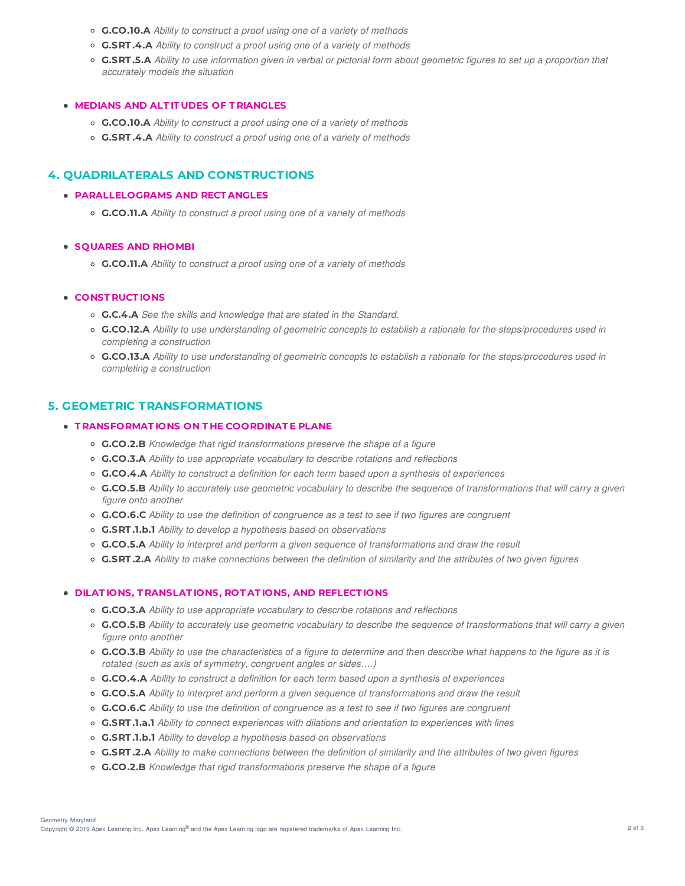- **G.CO.10.A** *Ability to construct a proof using one of a variety of methods*
- **G.SRT.4.A** *Ability to construct a proof using one of a variety of methods*
- **G.SRT.5.A** *Ability to use information given in verbal or pictorial form about geometric figures to set up a proportion that accurately models the situation*

- **MEDIANS AND ALTITUDES OF TRIANGLES**
  - **G.CO.10.A** *Ability to construct a proof using one of a variety of methods*
  - **G.SRT.4.A** *Ability to construct a proof using one of a variety of methods*

## 4. QUADRILATERALS AND CONSTRUCTIONS

- **PARALLELOGRAMS AND RECTANGLES**
  - **G.CO.11.A** *Ability to construct a proof using one of a variety of methods*

- **SQUARES AND RHOMBI**
  - **G.CO.11.A** *Ability to construct a proof using one of a variety of methods*

- **CONSTRUCTIONS**
  - **G.C.4.A** *See the skills and knowledge that are stated in the Standard.*
  - **G.CO.12.A** *Ability to use understanding of geometric concepts to establish a rationale for the steps/procedures used in completing a construction*
  - **G.CO.13.A** *Ability to use understanding of geometric concepts to establish a rationale for the steps/procedures used in completing a construction*

## 5. GEOMETRIC TRANSFORMATIONS

- **TRANSFORMATIONS ON THE COORDINATE PLANE**
  - **G.CO.2.B** *Knowledge that rigid transformations preserve the shape of a figure*
  - **G.CO.3.A** *Ability to use appropriate vocabulary to describe rotations and reflections*
  - **G.CO.4.A** *Ability to construct a definition for each term based upon a synthesis of experiences*
  - **G.CO.5.B** *Ability to accurately use geometric vocabulary to describe the sequence of transformations that will carry a given figure onto another*
  - **G.CO.6.C** *Ability to use the definition of congruence as a test to see if two figures are congruent*
  - **G.SRT.1.b.1** *Ability to develop a hypothesis based on observations*
  - **G.CO.5.A** *Ability to interpret and perform a given sequence of transformations and draw the result*
  - **G.SRT.2.A** *Ability to make connections between the definition of similarity and the attributes of two given figures*

- **DILATIONS, TRANSLATIONS, ROTATIONS, AND REFLECTIONS**
  - **G.CO.3.A** *Ability to use appropriate vocabulary to describe rotations and reflections*
  - **G.CO.5.B** *Ability to accurately use geometric vocabulary to describe the sequence of transformations that will carry a given figure onto another*
  - **G.CO.3.B** *Ability to use the characteristics of a figure to determine and then describe what happens to the figure as it is rotated (such as axis of symmetry, congruent angles or sides….)*
  - **G.CO.4.A** *Ability to construct a definition for each term based upon a synthesis of experiences*
  - **G.CO.5.A** *Ability to interpret and perform a given sequence of transformations and draw the result*
  - **G.CO.6.C** *Ability to use the definition of congruence as a test to see if two figures are congruent*
  - **G.SRT.1.a.1** *Ability to connect experiences with dilations and orientation to experiences with lines*
  - **G.SRT.1.b.1** *Ability to develop a hypothesis based on observations*
  - **G.SRT.2.A** *Ability to make connections between the definition of similarity and the attributes of two given figures*
  - **G.CO.2.B** *Knowledge that rigid transformations preserve the shape of a figure*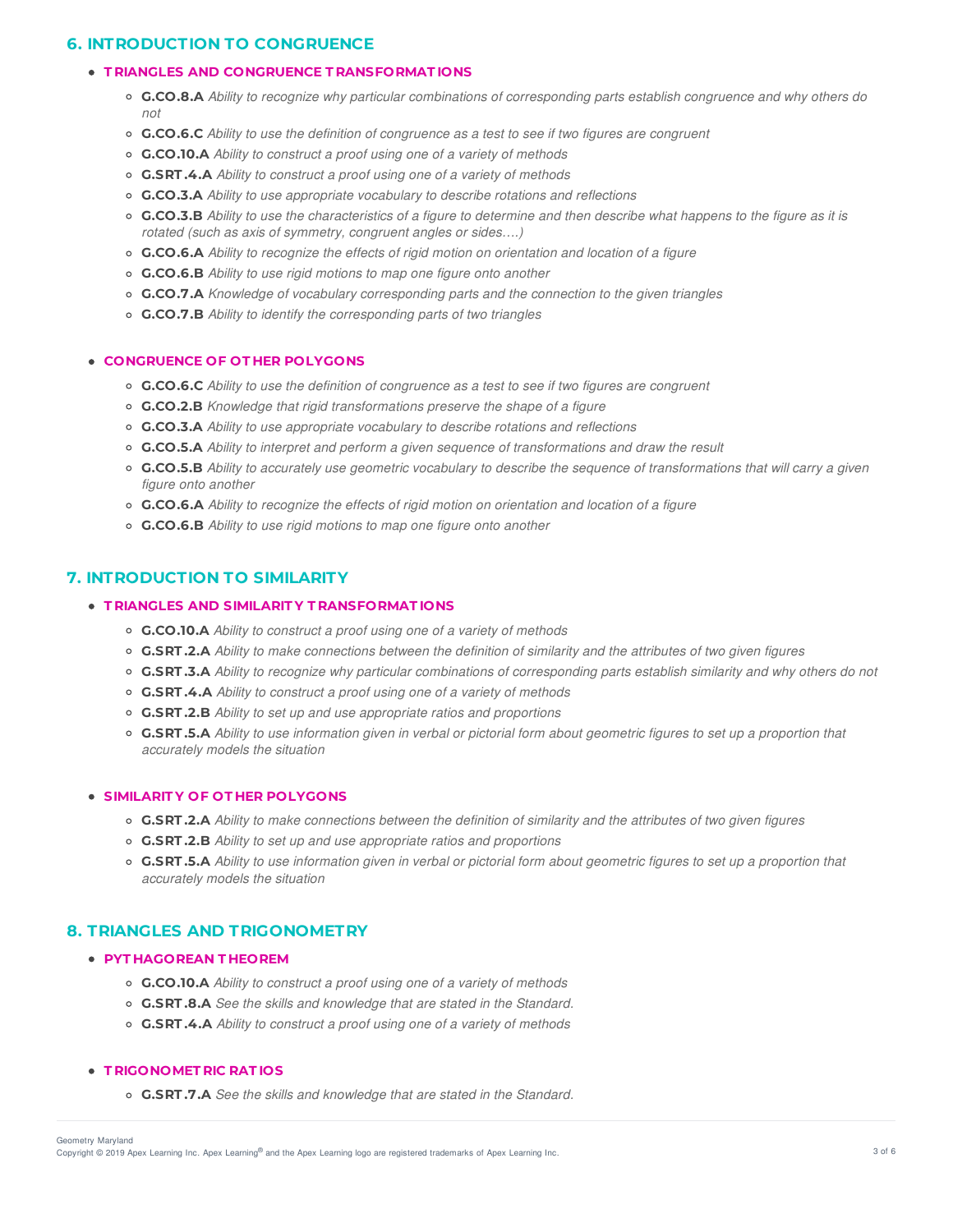## 6. INTRODUCTION TO CONGRUENCE

- **TRIANGLES AND CONGRUENCE TRANSFORMATIONS**
    - **G.CO.8.A** *Ability to recognize why particular combinations of corresponding parts establish congruence and why others do not*
    - **G.CO.6.C** *Ability to use the definition of congruence as a test to see if two figures are congruent*
    - **G.CO.10.A** *Ability to construct a proof using one of a variety of methods*
    - **G.SRT.4.A** *Ability to construct a proof using one of a variety of methods*
    - **G.CO.3.A** *Ability to use appropriate vocabulary to describe rotations and reflections*
    - **G.CO.3.B** *Ability to use the characteristics of a figure to determine and then describe what happens to the figure as it is rotated (such as axis of symmetry, congruent angles or sides….)*
    - **G.CO.6.A** *Ability to recognize the effects of rigid motion on orientation and location of a figure*
    - **G.CO.6.B** *Ability to use rigid motions to map one figure onto another*
    - **G.CO.7.A** *Knowledge of vocabulary corresponding parts and the connection to the given triangles*
    - **G.CO.7.B** *Ability to identify the corresponding parts of two triangles*

- **CONGRUENCE OF OTHER POLYGONS**
    - **G.CO.6.C** *Ability to use the definition of congruence as a test to see if two figures are congruent*
    - **G.CO.2.B** *Knowledge that rigid transformations preserve the shape of a figure*
    - **G.CO.3.A** *Ability to use appropriate vocabulary to describe rotations and reflections*
    - **G.CO.5.A** *Ability to interpret and perform a given sequence of transformations and draw the result*
    - **G.CO.5.B** *Ability to accurately use geometric vocabulary to describe the sequence of transformations that will carry a given figure onto another*
    - **G.CO.6.A** *Ability to recognize the effects of rigid motion on orientation and location of a figure*
    - **G.CO.6.B** *Ability to use rigid motions to map one figure onto another*

## 7. INTRODUCTION TO SIMILARITY

- **TRIANGLES AND SIMILARITY TRANSFORMATIONS**
    - **G.CO.10.A** *Ability to construct a proof using one of a variety of methods*
    - **G.SRT.2.A** *Ability to make connections between the definition of similarity and the attributes of two given figures*
    - **G.SRT.3.A** *Ability to recognize why particular combinations of corresponding parts establish similarity and why others do not*
    - **G.SRT.4.A** *Ability to construct a proof using one of a variety of methods*
    - **G.SRT.2.B** *Ability to set up and use appropriate ratios and proportions*
    - **G.SRT.5.A** *Ability to use information given in verbal or pictorial form about geometric figures to set up a proportion that accurately models the situation*

- **SIMILARITY OF OTHER POLYGONS**
    - **G.SRT.2.A** *Ability to make connections between the definition of similarity and the attributes of two given figures*
    - **G.SRT.2.B** *Ability to set up and use appropriate ratios and proportions*
    - **G.SRT.5.A** *Ability to use information given in verbal or pictorial form about geometric figures to set up a proportion that accurately models the situation*

## 8. TRIANGLES AND TRIGONOMETRY

- **PYTHAGOREAN THEOREM**
    - **G.CO.10.A** *Ability to construct a proof using one of a variety of methods*
    - **G.SRT.8.A** *See the skills and knowledge that are stated in the Standard.*
    - **G.SRT.4.A** *Ability to construct a proof using one of a variety of methods*

- **TRIGONOMETRIC RATIOS**
    - **G.SRT.7.A** *See the skills and knowledge that are stated in the Standard.*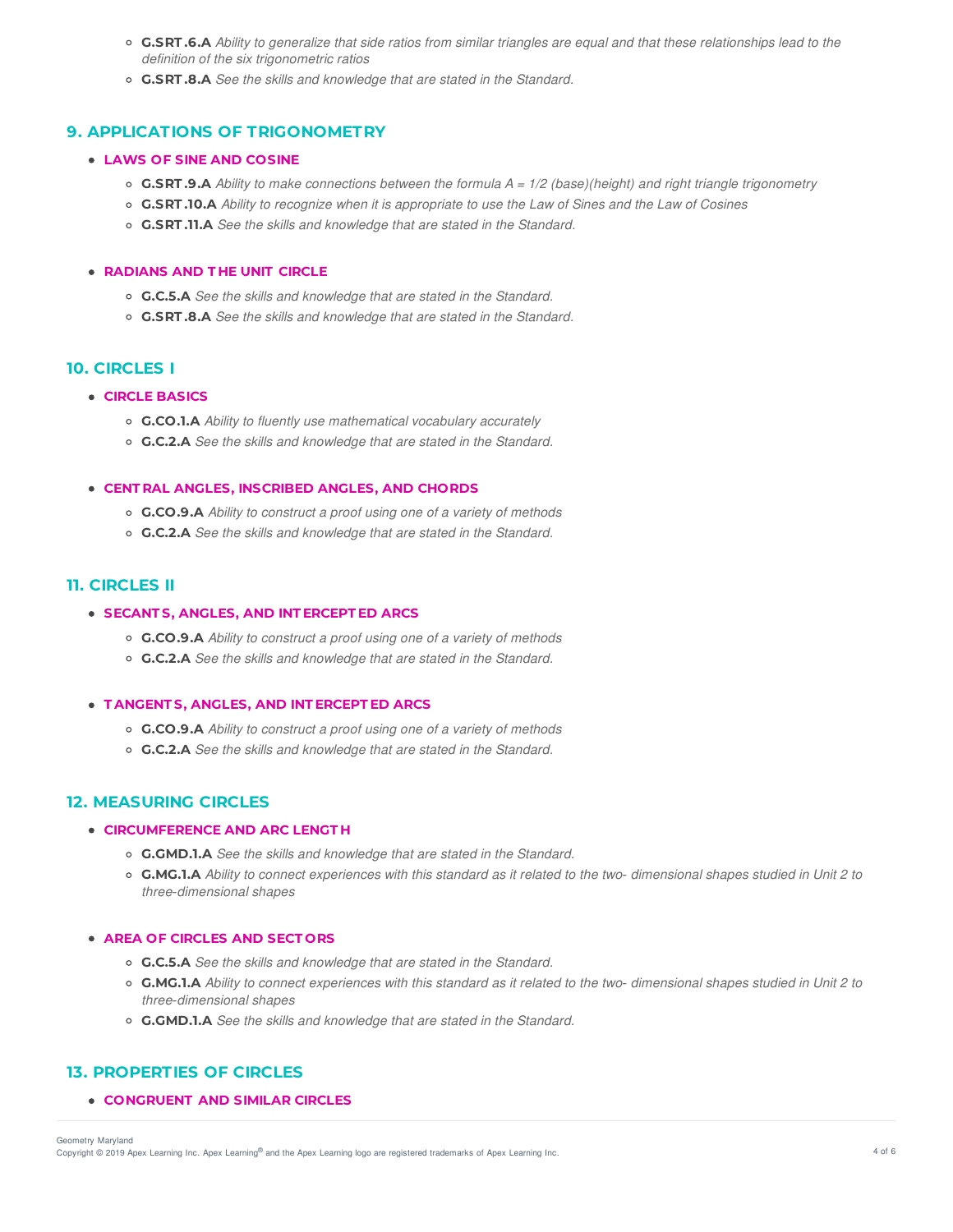- **G.SRT.6.A** *Ability to generalize that side ratios from similar triangles are equal and that these relationships lead to the definition of the six trigonometric ratios*
- **G.SRT.8.A** *See the skills and knowledge that are stated in the Standard.*

## 9. APPLICATIONS OF TRIGONOMETRY

- **LAWS OF SINE AND COSINE**
  - **G.SRT.9.A** *Ability to make connections between the formula A = 1/2 (base)(height) and right triangle trigonometry*
  - **G.SRT.10.A** *Ability to recognize when it is appropriate to use the Law of Sines and the Law of Cosines*
  - **G.SRT.11.A** *See the skills and knowledge that are stated in the Standard.*

- **RADIANS AND THE UNIT CIRCLE**
  - **G.C.5.A** *See the skills and knowledge that are stated in the Standard.*
  - **G.SRT.8.A** *See the skills and knowledge that are stated in the Standard.*

## 10. CIRCLES I

- **CIRCLE BASICS**
  - **G.CO.1.A** *Ability to fluently use mathematical vocabulary accurately*
  - **G.C.2.A** *See the skills and knowledge that are stated in the Standard.*

- **CENTRAL ANGLES, INSCRIBED ANGLES, AND CHORDS**
  - **G.CO.9.A** *Ability to construct a proof using one of a variety of methods*
  - **G.C.2.A** *See the skills and knowledge that are stated in the Standard.*

## 11. CIRCLES II

- **SECANTS, ANGLES, AND INTERCEPTED ARCS**
  - **G.CO.9.A** *Ability to construct a proof using one of a variety of methods*
  - **G.C.2.A** *See the skills and knowledge that are stated in the Standard.*

- **TANGENTS, ANGLES, AND INTERCEPTED ARCS**
  - **G.CO.9.A** *Ability to construct a proof using one of a variety of methods*
  - **G.C.2.A** *See the skills and knowledge that are stated in the Standard.*

## 12. MEASURING CIRCLES

- **CIRCUMFERENCE AND ARC LENGTH**
  - **G.GMD.1.A** *See the skills and knowledge that are stated in the Standard.*
  - **G.MG.1.A** *Ability to connect experiences with this standard as it related to the two- dimensional shapes studied in Unit 2 to three-dimensional shapes*

- **AREA OF CIRCLES AND SECTORS**
  - **G.C.5.A** *See the skills and knowledge that are stated in the Standard.*
  - **G.MG.1.A** *Ability to connect experiences with this standard as it related to the two- dimensional shapes studied in Unit 2 to three-dimensional shapes*
  - **G.GMD.1.A** *See the skills and knowledge that are stated in the Standard.*

## 13. PROPERTIES OF CIRCLES

- **CONGRUENT AND SIMILAR CIRCLES**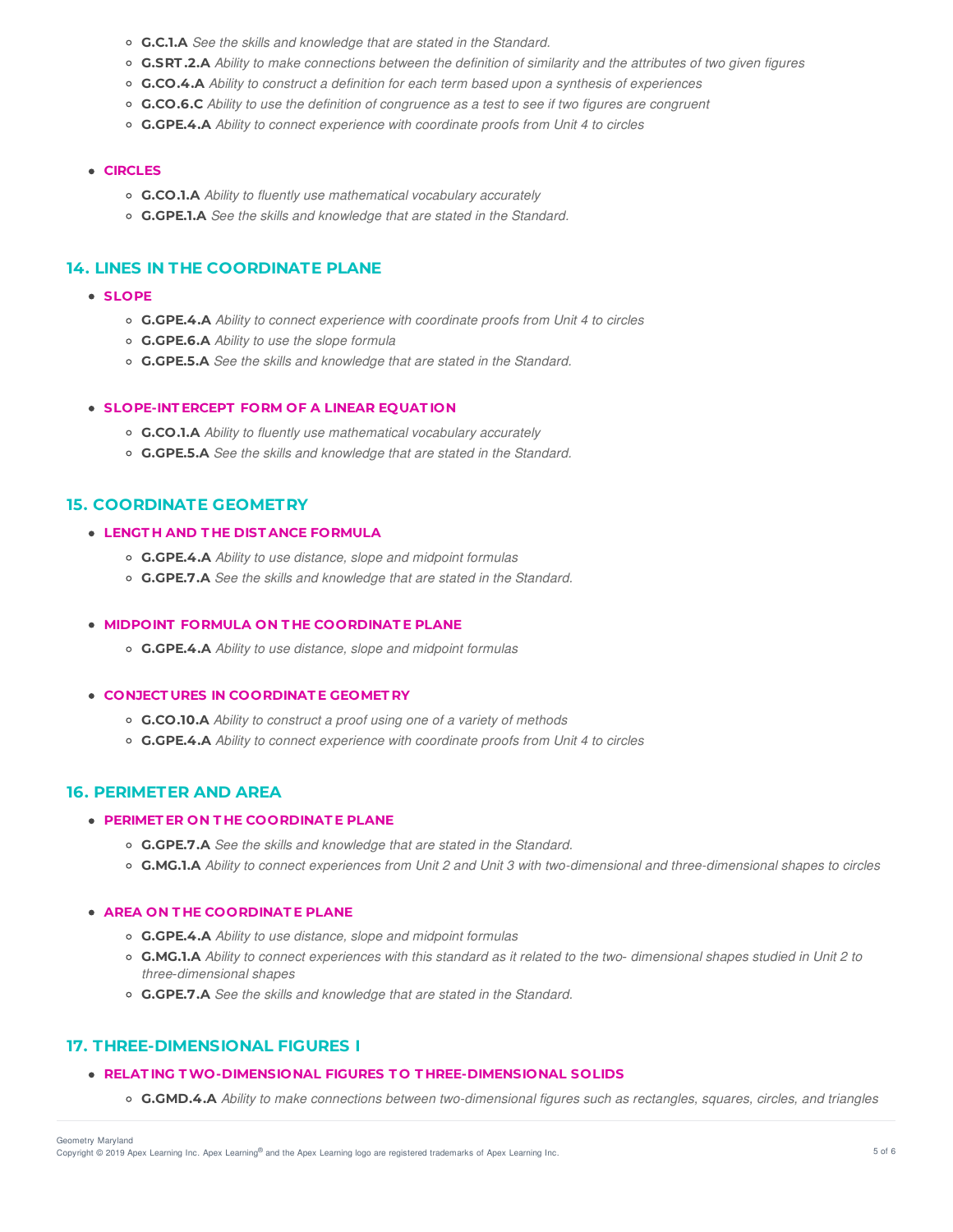- **G.C.1.A** *See the skills and knowledge that are stated in the Standard.*
- **G.SRT.2.A** *Ability to make connections between the definition of similarity and the attributes of two given figures*
- **G.CO.4.A** *Ability to construct a definition for each term based upon a synthesis of experiences*
- **G.CO.6.C** *Ability to use the definition of congruence as a test to see if two figures are congruent*
- **G.GPE.4.A** *Ability to connect experience with coordinate proofs from Unit 4 to circles*

- **CIRCLES**
  - **G.CO.1.A** *Ability to fluently use mathematical vocabulary accurately*
  - **G.GPE.1.A** *See the skills and knowledge that are stated in the Standard.*

## 14. LINES IN THE COORDINATE PLANE

- **SLOPE**
  - **G.GPE.4.A** *Ability to connect experience with coordinate proofs from Unit 4 to circles*
  - **G.GPE.6.A** *Ability to use the slope formula*
  - **G.GPE.5.A** *See the skills and knowledge that are stated in the Standard.*

- **SLOPE-INTERCEPT FORM OF A LINEAR EQUATION**
  - **G.CO.1.A** *Ability to fluently use mathematical vocabulary accurately*
  - **G.GPE.5.A** *See the skills and knowledge that are stated in the Standard.*

## 15. COORDINATE GEOMETRY

- **LENGTH AND THE DISTANCE FORMULA**
  - **G.GPE.4.A** *Ability to use distance, slope and midpoint formulas*
  - **G.GPE.7.A** *See the skills and knowledge that are stated in the Standard.*

- **MIDPOINT FORMULA ON THE COORDINATE PLANE**
  - **G.GPE.4.A** *Ability to use distance, slope and midpoint formulas*

- **CONJECTURES IN COORDINATE GEOMETRY**
  - **G.CO.10.A** *Ability to construct a proof using one of a variety of methods*
  - **G.GPE.4.A** *Ability to connect experience with coordinate proofs from Unit 4 to circles*

## 16. PERIMETER AND AREA

- **PERIMETER ON THE COORDINATE PLANE**
  - **G.GPE.7.A** *See the skills and knowledge that are stated in the Standard.*
  - **G.MG.1.A** *Ability to connect experiences from Unit 2 and Unit 3 with two-dimensional and three-dimensional shapes to circles*

- **AREA ON THE COORDINATE PLANE**
  - **G.GPE.4.A** *Ability to use distance, slope and midpoint formulas*
  - **G.MG.1.A** *Ability to connect experiences with this standard as it related to the two- dimensional shapes studied in Unit 2 to three-dimensional shapes*
  - **G.GPE.7.A** *See the skills and knowledge that are stated in the Standard.*

## 17. THREE-DIMENSIONAL FIGURES I

- **RELATING TWO-DIMENSIONAL FIGURES TO THREE-DIMENSIONAL SOLIDS**
  - **G.GMD.4.A** *Ability to make connections between two-dimensional figures such as rectangles, squares, circles, and triangles*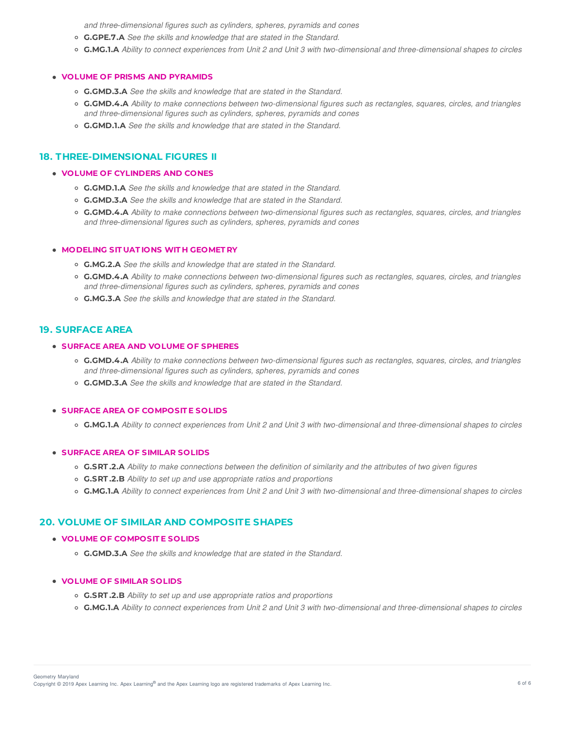*and three-dimensional figures such as cylinders, spheres, pyramids and cones*

- **G.GPE.7.A** *See the skills and knowledge that are stated in the Standard.*
- **G.MG.1.A** *Ability to connect experiences from Unit 2 and Unit 3 with two-dimensional and three-dimensional shapes to circles*

- **VOLUME OF PRISMS AND PYRAMIDS**
  - **G.GMD.3.A** *See the skills and knowledge that are stated in the Standard.*
  - **G.GMD.4.A** *Ability to make connections between two-dimensional figures such as rectangles, squares, circles, and triangles and three-dimensional figures such as cylinders, spheres, pyramids and cones*
  - **G.GMD.1.A** *See the skills and knowledge that are stated in the Standard.*

## 18. THREE-DIMENSIONAL FIGURES II

- **VOLUME OF CYLINDERS AND CONES**
  - **G.GMD.1.A** *See the skills and knowledge that are stated in the Standard.*
  - **G.GMD.3.A** *See the skills and knowledge that are stated in the Standard.*
  - **G.GMD.4.A** *Ability to make connections between two-dimensional figures such as rectangles, squares, circles, and triangles and three-dimensional figures such as cylinders, spheres, pyramids and cones*

- **MODELING SITUATIONS WITH GEOMETRY**
  - **G.MG.2.A** *See the skills and knowledge that are stated in the Standard.*
  - **G.GMD.4.A** *Ability to make connections between two-dimensional figures such as rectangles, squares, circles, and triangles and three-dimensional figures such as cylinders, spheres, pyramids and cones*
  - **G.MG.3.A** *See the skills and knowledge that are stated in the Standard.*

## 19. SURFACE AREA

- **SURFACE AREA AND VOLUME OF SPHERES**
  - **G.GMD.4.A** *Ability to make connections between two-dimensional figures such as rectangles, squares, circles, and triangles and three-dimensional figures such as cylinders, spheres, pyramids and cones*
  - **G.GMD.3.A** *See the skills and knowledge that are stated in the Standard.*

- **SURFACE AREA OF COMPOSITE SOLIDS**
  - **G.MG.1.A** *Ability to connect experiences from Unit 2 and Unit 3 with two-dimensional and three-dimensional shapes to circles*

- **SURFACE AREA OF SIMILAR SOLIDS**
  - **G.SRT.2.A** *Ability to make connections between the definition of similarity and the attributes of two given figures*
  - **G.SRT.2.B** *Ability to set up and use appropriate ratios and proportions*
  - **G.MG.1.A** *Ability to connect experiences from Unit 2 and Unit 3 with two-dimensional and three-dimensional shapes to circles*

## 20. VOLUME OF SIMILAR AND COMPOSITE SHAPES

- **VOLUME OF COMPOSITE SOLIDS**
  - **G.GMD.3.A** *See the skills and knowledge that are stated in the Standard.*

- **VOLUME OF SIMILAR SOLIDS**
  - **G.SRT.2.B** *Ability to set up and use appropriate ratios and proportions*
  - **G.MG.1.A** *Ability to connect experiences from Unit 2 and Unit 3 with two-dimensional and three-dimensional shapes to circles*